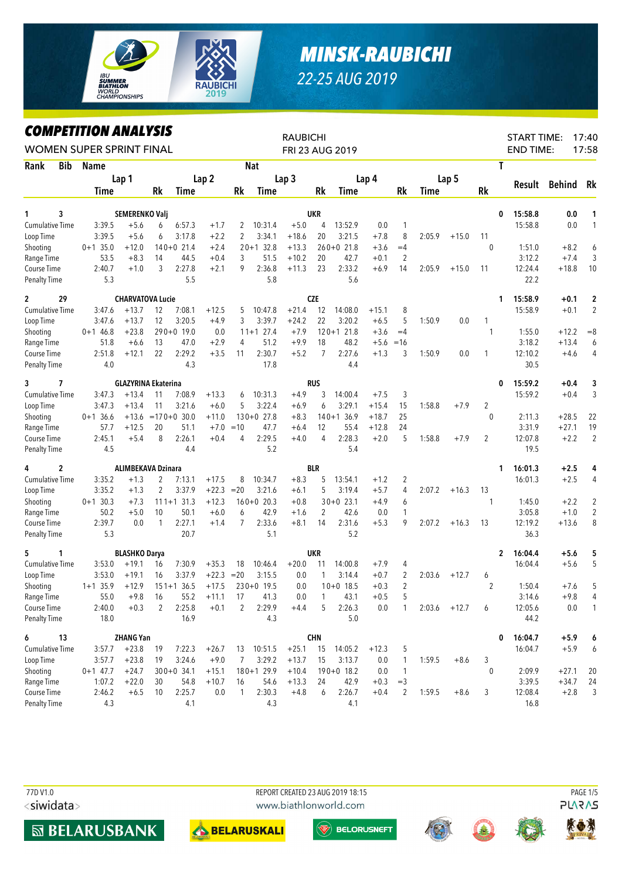# MINSK-RAUBICHI

22-25 AUG 2019

## COMPETITION ANALYSIS

WOMEN SUPER SPRINT FINAL

RAUBICHI
FRI 23 AUG 2019

START TIME: 17:40
END TIME: 17:58

| Rank | Bib | Name | | | Nat | | | | | | | | | | T | Result | Behind | Rk |
|---|---|---|---|---|---|---|---|---|---|---|---|---|---|---|---|---|---|---|
| | | Lap 1 Time | | Rk | Lap 2 Time | | Rk | Lap 3 Time | | Rk | Lap 4 Time | | Rk | Lap 5 Time | | Rk | | |
| 1 | 3 | SEMERENKO Valj | | | | | | UKR | | | | | | | | 0 | 15:58.8 | 0.0 | 1 |
| Cumulative Time | | 3:39.5 | +5.6 | 6 | 6:57.3 | +1.7 | 2 | 10:31.4 | +5.0 | 4 | 13:52.9 | 0.0 | 1 | | | | 15:58.8 | 0.0 | 1 |
| Loop Time | | 3:39.5 | +5.6 | 6 | 3:17.8 | +2.2 | 2 | 3:34.1 | +18.6 | 20 | 3:21.5 | +7.8 | 8 | 2:05.9 | +15.0 | 11 | | | |
| Shooting | | 0+1 35.0 | +12.0 | 14 | 0+0 21.4 | +2.4 | 2 | 0+1 32.8 | +13.3 | 26 | 0+0 21.8 | +3.6 | =4 | | | 0 | 1:51.0 | +8.2 | 6 |
| Range Time | | 53.5 | +8.3 | 14 | 44.5 | +0.4 | 3 | 51.5 | +10.2 | 20 | 42.7 | +0.1 | 2 | | | | 3:12.2 | +7.4 | 3 |
| Course Time | | 2:40.7 | +1.0 | 3 | 2:27.8 | +2.1 | 9 | 2:36.8 | +11.3 | 23 | 2:33.2 | +6.9 | 14 | 2:05.9 | +15.0 | 11 | 12:24.4 | +18.8 | 10 |
| Penalty Time | | 5.3 | | | 5.5 | | | 5.8 | | | 5.6 | | | | | | 22.2 | | |
| 2 | 29 | CHARVATOVA Lucie | | | | | | CZE | | | | | | | | 1 | 15:58.9 | +0.1 | 2 |
| Cumulative Time | | 3:47.6 | +13.7 | 12 | 7:08.1 | +12.5 | 5 | 10:47.8 | +21.4 | 12 | 14:08.0 | +15.1 | 8 | | | | 15:58.9 | +0.1 | 2 |
| Loop Time | | 3:47.6 | +13.7 | 12 | 3:20.5 | +4.9 | 3 | 3:39.7 | +24.2 | 22 | 3:20.2 | +6.5 | 5 | 1:50.9 | 0.0 | 1 | | | |
| Shooting | | 0+1 46.8 | +23.8 | 29 | 0+0 19.0 | 0.0 | 1 | 1+1 27.4 | +7.9 | 12 | 0+1 21.8 | +3.6 | =4 | | | 1 | 1:55.0 | +12.2 | =8 |
| Range Time | | 51.8 | +6.6 | 13 | 47.0 | +2.9 | 4 | 51.2 | +9.9 | 18 | 48.2 | +5.6 | =16 | | | | 3:18.2 | +13.4 | 6 |
| Course Time | | 2:51.8 | +12.1 | 22 | 2:29.2 | +3.5 | 11 | 2:30.7 | +5.2 | 7 | 2:27.6 | +1.3 | 3 | 1:50.9 | 0.0 | 1 | 12:10.2 | +4.6 | 4 |
| Penalty Time | | 4.0 | | | 4.3 | | | 17.8 | | | 4.4 | | | | | | 30.5 | | |
| 3 | 7 | GLAZYRINA Ekaterina | | | | | | RUS | | | | | | | | 0 | 15:59.2 | +0.4 | 3 |
| Cumulative Time | | 3:47.3 | +13.4 | 11 | 7:08.9 | +13.3 | 6 | 10:31.3 | +4.9 | 3 | 14:00.4 | +7.5 | 3 | | | | 15:59.2 | +0.4 | 3 |
| Loop Time | | 3:47.3 | +13.4 | 11 | 3:21.6 | +6.0 | 5 | 3:22.4 | +6.9 | 6 | 3:29.1 | +15.4 | 15 | 1:58.8 | +7.9 | 2 | | | |
| Shooting | | 0+1 36.6 | +13.6 | =17 | 0+0 30.0 | +11.0 | 13 | 0+0 27.8 | +8.3 | 14 | 0+1 36.9 | +18.7 | 25 | | | 0 | 2:11.3 | +28.5 | 22 |
| Range Time | | 57.7 | +12.5 | 20 | 51.1 | +7.0 | =10 | 47.7 | +6.4 | 12 | 55.4 | +12.8 | 24 | | | | 3:31.9 | +27.1 | 19 |
| Course Time | | 2:45.1 | +5.4 | 8 | 2:26.1 | +0.4 | 4 | 2:29.5 | +4.0 | 4 | 2:28.3 | +2.0 | 5 | 1:58.8 | +7.9 | 2 | 12:07.8 | +2.2 | 2 |
| Penalty Time | | 4.5 | | | 4.4 | | | 5.2 | | | 5.4 | | | | | | 19.5 | | |
| 4 | 2 | ALIMBEKAVA Dzinara | | | | | | BLR | | | | | | | | 1 | 16:01.3 | +2.5 | 4 |
| Cumulative Time | | 3:35.2 | +1.3 | 2 | 7:13.1 | +17.5 | 8 | 10:34.7 | +8.3 | 5 | 13:54.1 | +1.2 | 2 | | | | 16:01.3 | +2.5 | 4 |
| Loop Time | | 3:35.2 | +1.3 | 2 | 3:37.9 | +22.3 | =20 | 3:21.6 | +6.1 | 5 | 3:19.4 | +5.7 | 4 | 2:07.2 | +16.3 | 13 | | | |
| Shooting | | 0+1 30.3 | +7.3 | 11 | 1+1 31.3 | +12.3 | 16 | 0+0 20.3 | +0.8 | 3 | 0+0 23.1 | +4.9 | 6 | | | 1 | 1:45.0 | +2.2 | 2 |
| Range Time | | 50.2 | +5.0 | 10 | 50.1 | +6.0 | 6 | 42.9 | +1.6 | 2 | 42.6 | 0.0 | 1 | | | | 3:05.8 | +1.0 | 2 |
| Course Time | | 2:39.7 | 0.0 | 1 | 2:27.1 | +1.4 | 7 | 2:33.6 | +8.1 | 14 | 2:31.6 | +5.3 | 9 | 2:07.2 | +16.3 | 13 | 12:19.2 | +13.6 | 8 |
| Penalty Time | | 5.3 | | | 20.7 | | | 5.1 | | | 5.2 | | | | | | 36.3 | | |
| 5 | 1 | BLASHKO Darya | | | | | | UKR | | | | | | | | 2 | 16:04.4 | +5.6 | 5 |
| Cumulative Time | | 3:53.0 | +19.1 | 16 | 7:30.9 | +35.3 | 18 | 10:46.4 | +20.0 | 11 | 14:00.8 | +7.9 | 4 | | | | 16:04.4 | +5.6 | 5 |
| Loop Time | | 3:53.0 | +19.1 | 16 | 3:37.9 | +22.3 | =20 | 3:15.5 | 0.0 | 1 | 3:14.4 | +0.7 | 2 | 2:03.6 | +12.7 | 6 | | | |
| Shooting | | 1+1 35.9 | +12.9 | 15 | 1+1 36.5 | +17.5 | 23 | 0+0 19.5 | 0.0 | 1 | 0+0 18.5 | +0.3 | 2 | | | 2 | 1:50.4 | +7.6 | 5 |
| Range Time | | 55.0 | +9.8 | 16 | 55.2 | +11.1 | 17 | 41.3 | 0.0 | 1 | 43.1 | +0.5 | 5 | | | | 3:14.6 | +9.8 | 4 |
| Course Time | | 2:40.0 | +0.3 | 2 | 2:25.8 | +0.1 | 2 | 2:29.9 | +4.4 | 5 | 2:26.3 | 0.0 | 1 | 2:03.6 | +12.7 | 6 | 12:05.6 | 0.0 | 1 |
| Penalty Time | | 18.0 | | | 16.9 | | | 4.3 | | | 5.0 | | | | | | 44.2 | | |
| 6 | 13 | ZHANG Yan | | | | | | CHN | | | | | | | | 0 | 16:04.7 | +5.9 | 6 |
| Cumulative Time | | 3:57.7 | +23.8 | 19 | 7:22.3 | +26.7 | 13 | 10:51.5 | +25.1 | 15 | 14:05.2 | +12.3 | 5 | | | | 16:04.7 | +5.9 | 6 |
| Loop Time | | 3:57.7 | +23.8 | 19 | 3:24.6 | +9.0 | 7 | 3:29.2 | +13.7 | 15 | 3:13.7 | 0.0 | 1 | 1:59.5 | +8.6 | 3 | | | |
| Shooting | | 0+1 47.7 | +24.7 | 30 | 0+0 34.1 | +15.1 | 18 | 0+1 29.9 | +10.4 | 19 | 0+0 18.2 | 0.0 | 1 | | | 0 | 2:09.9 | +27.1 | 20 |
| Range Time | | 1:07.2 | +22.0 | 30 | 54.8 | +10.7 | 16 | 54.6 | +13.3 | 24 | 42.9 | +0.3 | =3 | | | | 3:39.5 | +34.7 | 24 |
| Course Time | | 2:46.2 | +6.5 | 10 | 2:25.7 | 0.0 | 1 | 2:30.3 | +4.8 | 6 | 2:26.7 | +0.4 | 2 | 1:59.5 | +8.6 | 3 | 12:08.4 | +2.8 | 3 |
| Penalty Time | | 4.3 | | | 4.1 | | | 4.3 | | | 4.1 | | | | | | 16.8 | | |

77D V1.0
REPORT CREATED 23 AUG 2019 18:15
www.biathlonworld.com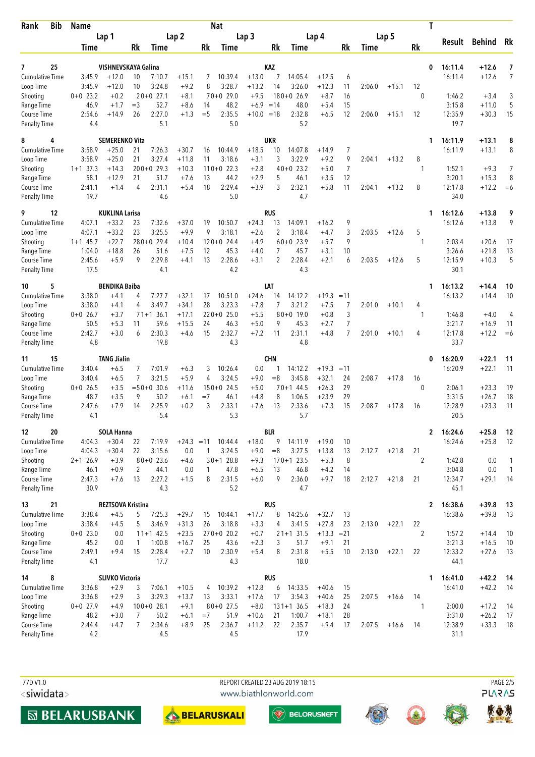| Rank | Bib | Name | | | Nat | | | | | | | | | | | | | T | Result | Behind | Rk |
|---|---|---|---|---|---|---|---|---|---|---|---|---|---|---|---|---|---|---|---|---|---|
| | | Lap 1 | | | Lap 2 | | | Lap 3 | | | Lap 4 | | | Lap 5 | | | | | | | |
| | | Time | | Rk | Time | | Rk | Time | | Rk | Time | | Rk | Time | | Rk | | | | | |
| 7 | 25 | VISHNEVSKAYA Galina | | | | | | KAZ | | | | | | | | | | 0 | 16:11.4 | +12.6 | 7 |
| Cumulative Time | | 3:45.9 | +12.0 | 10 | 7:10.7 | +15.1 | 7 | 10:39.4 | +13.0 | 7 | 14:05.4 | +12.5 | 6 | | | | | | 16:11.4 | +12.6 | 7 |
| Loop Time | | 3:45.9 | +12.0 | 10 | 3:24.8 | +9.2 | 8 | 3:28.7 | +13.2 | 14 | 3:26.0 | +12.3 | 11 | 2:06.0 | +15.1 | 12 | | | | | |
| Shooting | | 0+0 23.2 | +0.2 | 2 | 0+0 27.1 | +8.1 | 7 | 0+0 29.0 | +9.5 | 18 | 0+0 26.9 | +8.7 | 16 | | | 0 | | | 1:46.2 | +3.4 | 3 |
| Range Time | | 46.9 | +1.7 | =3 | 52.7 | +8.6 | 14 | 48.2 | +6.9 | =14 | 48.0 | +5.4 | 15 | | | | | | 3:15.8 | +11.0 | 5 |
| Course Time | | 2:54.6 | +14.9 | 26 | 2:27.0 | +1.3 | =5 | 2:35.5 | +10.0 | =18 | 2:32.8 | +6.5 | 12 | 2:06.0 | +15.1 | 12 | | | 12:35.9 | +30.3 | 15 |
| Penalty Time | | 4.4 | | | 5.1 | | | 5.0 | | | 5.2 | | | | | | | | 19.7 | | |
| 8 | 4 | SEMERENKO Vita | | | | | | UKR | | | | | | | | | | 1 | 16:11.9 | +13.1 | 8 |
| Cumulative Time | | 3:58.9 | +25.0 | 21 | 7:26.3 | +30.7 | 16 | 10:44.9 | +18.5 | 10 | 14:07.8 | +14.9 | 7 | | | | | | 16:11.9 | +13.1 | 8 |
| Loop Time | | 3:58.9 | +25.0 | 21 | 3:27.4 | +11.8 | 11 | 3:18.6 | +3.1 | 3 | 3:22.9 | +9.2 | 9 | 2:04.1 | +13.2 | 8 | | | | | |
| Shooting | | 1+1 37.3 | +14.3 | 20 | 0+0 29.3 | +10.3 | 11 | 0+0 22.3 | +2.8 | 4 | 0+0 23.2 | +5.0 | 7 | | | 1 | | | 1:52.1 | +9.3 | 7 |
| Range Time | | 58.1 | +12.9 | 21 | 51.7 | +7.6 | 13 | 44.2 | +2.9 | 5 | 46.1 | +3.5 | 12 | | | | | | 3:20.1 | +15.3 | 8 |
| Course Time | | 2:41.1 | +1.4 | 4 | 2:31.1 | +5.4 | 18 | 2:29.4 | +3.9 | 3 | 2:32.1 | +5.8 | 11 | 2:04.1 | +13.2 | 8 | | | 12:17.8 | +12.2 | =6 |
| Penalty Time | | 19.7 | | | 4.6 | | | 5.0 | | | 4.7 | | | | | | | | 34.0 | | |
| 9 | 12 | KUKLINA Larisa | | | | | | RUS | | | | | | | | | | 1 | 16:12.6 | +13.8 | 9 |
| Cumulative Time | | 4:07.1 | +33.2 | 23 | 7:32.6 | +37.0 | 19 | 10:50.7 | +24.3 | 13 | 14:09.1 | +16.2 | 9 | | | | | | 16:12.6 | +13.8 | 9 |
| Loop Time | | 4:07.1 | +33.2 | 23 | 3:25.5 | +9.9 | 9 | 3:18.1 | +2.6 | 2 | 3:18.4 | +4.7 | 3 | 2:03.5 | +12.6 | 5 | | | | | |
| Shooting | | 1+1 45.7 | +22.7 | 28 | 0+0 29.4 | +10.4 | 12 | 0+0 24.4 | +4.9 | 6 | 0+0 23.9 | +5.7 | 9 | | | 1 | | | 2:03.4 | +20.6 | 17 |
| Range Time | | 1:04.0 | +18.8 | 26 | 51.6 | +7.5 | 12 | 45.3 | +4.0 | 7 | 45.7 | +3.1 | 10 | | | | | | 3:26.6 | +21.8 | 13 |
| Course Time | | 2:45.6 | +5.9 | 9 | 2:29.8 | +4.1 | 13 | 2:28.6 | +3.1 | 2 | 2:28.4 | +2.1 | 6 | 2:03.5 | +12.6 | 5 | | | 12:15.9 | +10.3 | 5 |
| Penalty Time | | 17.5 | | | 4.1 | | | 4.2 | | | 4.3 | | | | | | | | 30.1 | | |
| 10 | 5 | BENDIKA Baiba | | | | | | LAT | | | | | | | | | | 1 | 16:13.2 | +14.4 | 10 |
| Cumulative Time | | 3:38.0 | +4.1 | 4 | 7:27.7 | +32.1 | 17 | 10:51.0 | +24.6 | 14 | 14:12.2 | +19.3 | =11 | | | | | | 16:13.2 | +14.4 | 10 |
| Loop Time | | 3:38.0 | +4.1 | 4 | 3:49.7 | +34.1 | 28 | 3:23.3 | +7.8 | 7 | 3:21.2 | +7.5 | 7 | 2:01.0 | +10.1 | 4 | | | | | |
| Shooting | | 0+0 26.7 | +3.7 | 7 | 1+1 36.1 | +17.1 | 22 | 0+0 25.0 | +5.5 | 8 | 0+0 19.0 | +0.8 | 3 | | | 1 | | | 1:46.8 | +4.0 | 4 |
| Range Time | | 50.5 | +5.3 | 11 | 59.6 | +15.5 | 24 | 46.3 | +5.0 | 9 | 45.3 | +2.7 | 7 | | | | | | 3:21.7 | +16.9 | 11 |
| Course Time | | 2:42.7 | +3.0 | 6 | 2:30.3 | +4.6 | 15 | 2:32.7 | +7.2 | 11 | 2:31.1 | +4.8 | 7 | 2:01.0 | +10.1 | 4 | | | 12:17.8 | +12.2 | =6 |
| Penalty Time | | 4.8 | | | 19.8 | | | 4.3 | | | 4.8 | | | | | | | | 33.7 | | |
| 11 | 15 | TANG Jialin | | | | | | CHN | | | | | | | | | | 0 | 16:20.9 | +22.1 | 11 |
| Cumulative Time | | 3:40.4 | +6.5 | 7 | 7:01.9 | +6.3 | 3 | 10:26.4 | 0.0 | 1 | 14:12.2 | +19.3 | =11 | | | | | | 16:20.9 | +22.1 | 11 |
| Loop Time | | 3:40.4 | +6.5 | 7 | 3:21.5 | +5.9 | 4 | 3:24.5 | +9.0 | =8 | 3:45.8 | +32.1 | 24 | 2:08.7 | +17.8 | 16 | | | | | |
| Shooting | | 0+0 26.5 | +3.5 | =5 | 0+0 30.6 | +11.6 | 15 | 0+0 24.5 | +5.0 | 7 | 0+1 44.5 | +26.3 | 29 | | | 0 | | | 2:06.1 | +23.3 | 19 |
| Range Time | | 48.7 | +3.5 | 9 | 50.2 | +6.1 | =7 | 46.1 | +4.8 | 8 | 1:06.5 | +23.9 | 29 | | | | | | 3:31.5 | +26.7 | 18 |
| Course Time | | 2:47.6 | +7.9 | 14 | 2:25.9 | +0.2 | 3 | 2:33.1 | +7.6 | 13 | 2:33.6 | +7.3 | 15 | 2:08.7 | +17.8 | 16 | | | 12:28.9 | +23.3 | 11 |
| Penalty Time | | 4.1 | | | 5.4 | | | 5.3 | | | 5.7 | | | | | | | | 20.5 | | |
| 12 | 20 | SOLA Hanna | | | | | | BLR | | | | | | | | | | 2 | 16:24.6 | +25.8 | 12 |
| Cumulative Time | | 4:04.3 | +30.4 | 22 | 7:19.9 | +24.3 | =11 | 10:44.4 | +18.0 | 9 | 14:11.9 | +19.0 | 10 | | | | | | 16:24.6 | +25.8 | 12 |
| Loop Time | | 4:04.3 | +30.4 | 22 | 3:15.6 | 0.0 | 1 | 3:24.5 | +9.0 | =8 | 3:27.5 | +13.8 | 13 | 2:12.7 | +21.8 | 21 | | | | | |
| Shooting | | 2+1 26.9 | +3.9 | 8 | 0+0 23.6 | +4.6 | 3 | 0+1 28.8 | +9.3 | 17 | 0+1 23.5 | +5.3 | 8 | | | 2 | | | 1:42.8 | 0.0 | 1 |
| Range Time | | 46.1 | +0.9 | 2 | 44.1 | 0.0 | 1 | 47.8 | +6.5 | 13 | 46.8 | +4.2 | 14 | | | | | | 3:04.8 | 0.0 | 1 |
| Course Time | | 2:47.3 | +7.6 | 13 | 2:27.2 | +1.5 | 8 | 2:31.5 | +6.0 | 9 | 2:36.0 | +9.7 | 18 | 2:12.7 | +21.8 | 21 | | | 12:34.7 | +29.1 | 14 |
| Penalty Time | | 30.9 | | | 4.3 | | | 5.2 | | | 4.7 | | | | | | | | 45.1 | | |
| 13 | 21 | REZTSOVA Kristina | | | | | | RUS | | | | | | | | | | 2 | 16:38.6 | +39.8 | 13 |
| Cumulative Time | | 3:38.4 | +4.5 | 5 | 7:25.3 | +29.7 | 15 | 10:44.1 | +17.7 | 8 | 14:25.6 | +32.7 | 13 | | | | | | 16:38.6 | +39.8 | 13 |
| Loop Time | | 3:38.4 | +4.5 | 5 | 3:46.9 | +31.3 | 26 | 3:18.8 | +3.3 | 4 | 3:41.5 | +27.8 | 23 | 2:13.0 | +22.1 | 22 | | | | | |
| Shooting | | 0+0 23.0 | 0.0 | 1 | 1+1 42.5 | +23.5 | 27 | 0+0 20.2 | +0.7 | 2 | 1+1 31.5 | +13.3 | =21 | | | 2 | | | 1:57.2 | +14.4 | 10 |
| Range Time | | 45.2 | 0.0 | 1 | 1:00.8 | +16.7 | 25 | 43.6 | +2.3 | 3 | 51.7 | +9.1 | 21 | | | | | | 3:21.3 | +16.5 | 10 |
| Course Time | | 2:49.1 | +9.4 | 15 | 2:28.4 | +2.7 | 10 | 2:30.9 | +5.4 | 8 | 2:31.8 | +5.5 | 10 | 2:13.0 | +22.1 | 22 | | | 12:33.2 | +27.6 | 13 |
| Penalty Time | | 4.1 | | | 17.7 | | | 4.3 | | | 18.0 | | | | | | | | 44.1 | | |
| 14 | 8 | SLIVKO Victoria | | | | | | RUS | | | | | | | | | | 1 | 16:41.0 | +42.2 | 14 |
| Cumulative Time | | 3:36.8 | +2.9 | 3 | 7:06.1 | +10.5 | 4 | 10:39.2 | +12.8 | 6 | 14:33.5 | +40.6 | 15 | | | | | | 16:41.0 | +42.2 | 14 |
| Loop Time | | 3:36.8 | +2.9 | 3 | 3:29.3 | +13.7 | 13 | 3:33.1 | +17.6 | 17 | 3:54.3 | +40.6 | 25 | 2:07.5 | +16.6 | 14 | | | | | |
| Shooting | | 0+0 27.9 | +4.9 | 10 | 0+0 28.1 | +9.1 | 8 | 0+0 27.5 | +8.0 | 13 | 1+1 36.5 | +18.3 | 24 | | | 1 | | | 2:00.0 | +17.2 | 14 |
| Range Time | | 48.2 | +3.0 | 7 | 50.2 | +6.1 | =7 | 51.9 | +10.6 | 21 | 1:00.7 | +18.1 | 28 | | | | | | 3:31.0 | +26.2 | 17 |
| Course Time | | 2:44.4 | +4.7 | 7 | 2:34.6 | +8.9 | 25 | 2:36.7 | +11.2 | 22 | 2:35.7 | +9.4 | 17 | 2:07.5 | +16.6 | 14 | | | 12:38.9 | +33.3 | 18 |
| Penalty Time | | 4.2 | | | 4.5 | | | 4.5 | | | 17.9 | | | | | | | | 31.1 | | |

77D V1.0 · REPORT CREATED 23 AUG 2019 18:15 · www.biathlonworld.com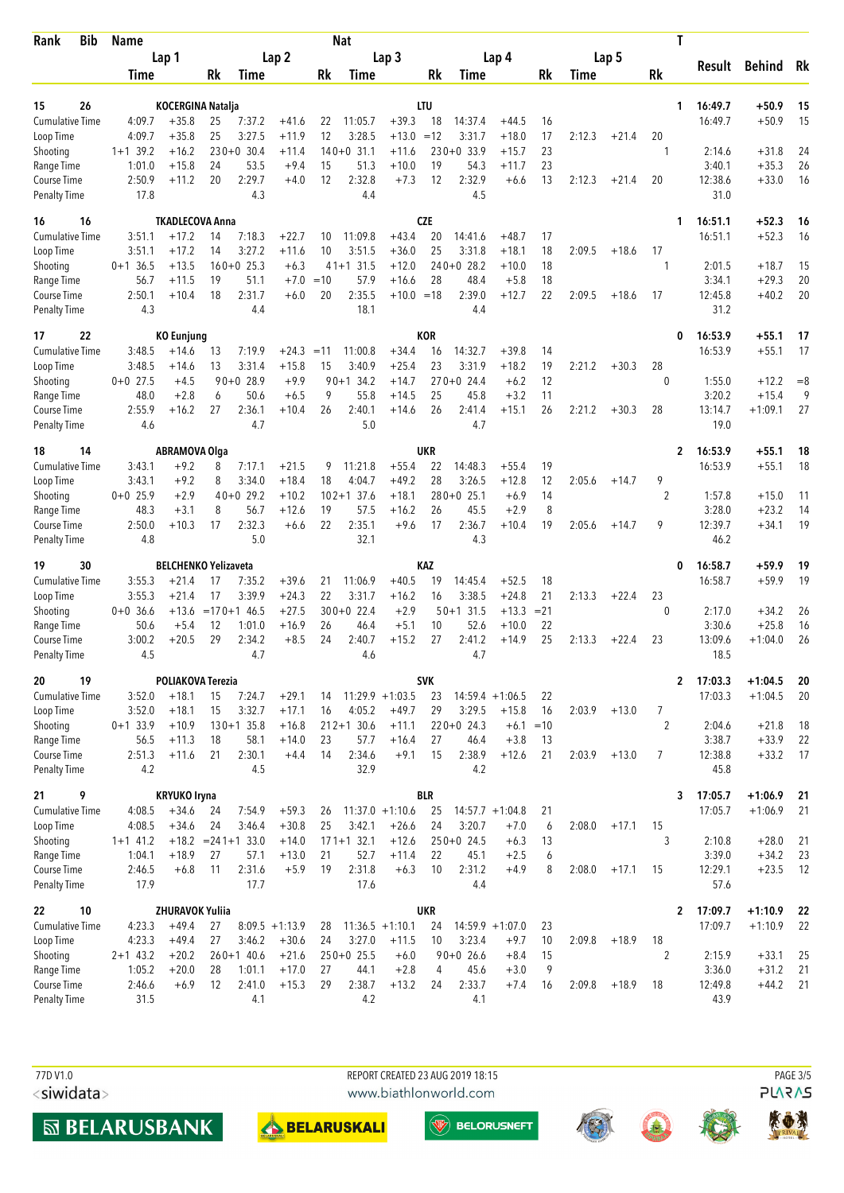| Rank | Bib | Name | | | | | | Nat | | | | | | | | | T | Result | Behind | Rk |
|---|---|---|---|---|---|---|---|---|---|---|---|---|---|---|---|---|---|---|---|---|
| | | Lap 1 | | | Lap 2 | | | Lap 3 | | | Lap 4 | | | Lap 5 | | | | | | |
| | | Time | | Rk | Time | | Rk | Time | | Rk | Time | | Rk | Time | | Rk | | | | |
| 15 | 26 | KOCERGINA Natalja | | | | | | LTU | | | | | | | | | 1 | 16:49.7 | +50.9 | 15 |
| Cumulative Time | | 4:09.7 | +35.8 | 25 | 7:37.2 | +41.6 | 22 | 11:05.7 | +39.3 | 18 | 14:37.4 | +44.5 | 16 | | | | | 16:49.7 | +50.9 | 15 |
| Loop Time | | 4:09.7 | +35.8 | 25 | 3:27.5 | +11.9 | 12 | 3:28.5 | +13.0 | =12 | 3:31.7 | +18.0 | 17 | 2:12.3 | +21.4 | 20 | | | | |
| Shooting | | 1+1 39.2 | +16.2 | 23 | 0+0 30.4 | +11.4 | 14 | 0+0 31.1 | +11.6 | 23 | 0+0 33.9 | +15.7 | 23 | | | | 1 | 2:14.6 | +31.8 | 24 |
| Range Time | | 1:01.0 | +15.8 | 24 | 53.5 | +9.4 | 15 | 51.3 | +10.0 | 19 | 54.3 | +11.7 | 23 | | | | | 3:40.1 | +35.3 | 26 |
| Course Time | | 2:50.9 | +11.2 | 20 | 2:29.7 | +4.0 | 12 | 2:32.8 | +7.3 | 12 | 2:32.9 | +6.6 | 13 | 2:12.3 | +21.4 | 20 | | 12:38.6 | +33.0 | 16 |
| Penalty Time | | 17.8 | | | 4.3 | | | 4.4 | | | 4.5 | | | | | | | 31.0 | | |
| 16 | 16 | TKADLECOVA Anna | | | | | | CZE | | | | | | | | | 1 | 16:51.1 | +52.3 | 16 |
| Cumulative Time | | 3:51.1 | +17.2 | 14 | 7:18.3 | +22.7 | 10 | 11:09.8 | +43.4 | 20 | 14:41.6 | +48.7 | 17 | | | | | 16:51.1 | +52.3 | 16 |
| Loop Time | | 3:51.1 | +17.2 | 14 | 3:27.2 | +11.6 | 10 | 3:51.5 | +36.0 | 25 | 3:31.8 | +18.1 | 18 | 2:09.5 | +18.6 | 17 | | | | |
| Shooting | | 0+1 36.5 | +13.5 | 16 | 0+0 25.3 | +6.3 | 4 | 1+1 31.5 | +12.0 | 24 | 0+0 28.2 | +10.0 | 18 | | | | 1 | 2:01.5 | +18.7 | 15 |
| Range Time | | 56.7 | +11.5 | 19 | 51.1 | +7.0 | =10 | 57.9 | +16.6 | 28 | 48.4 | +5.8 | 18 | | | | | 3:34.1 | +29.3 | 20 |
| Course Time | | 2:50.1 | +10.4 | 18 | 2:31.7 | +6.0 | 20 | 2:35.5 | +10.0 | =18 | 2:39.0 | +12.7 | 22 | 2:09.5 | +18.6 | 17 | | 12:45.8 | +40.2 | 20 |
| Penalty Time | | 4.3 | | | 4.4 | | | 18.1 | | | 4.4 | | | | | | | 31.2 | | |
| 17 | 22 | KO Eunjung | | | | | | KOR | | | | | | | | | 0 | 16:53.9 | +55.1 | 17 |
| Cumulative Time | | 3:48.5 | +14.6 | 13 | 7:19.9 | +24.3 | =11 | 11:00.8 | +34.4 | 16 | 14:32.7 | +39.8 | 14 | | | | | 16:53.9 | +55.1 | 17 |
| Loop Time | | 3:48.5 | +14.6 | 13 | 3:31.4 | +15.8 | 15 | 3:40.9 | +25.4 | 23 | 3:31.9 | +18.2 | 19 | 2:21.2 | +30.3 | 28 | | | | |
| Shooting | | 0+0 27.5 | +4.5 | 9 | 0+0 28.9 | +9.9 | 9 | 0+1 34.2 | +14.7 | 27 | 0+0 24.4 | +6.2 | 12 | | | | 0 | 1:55.0 | +12.2 | =8 |
| Range Time | | 48.0 | +2.8 | 6 | 50.6 | +6.5 | 9 | 55.8 | +14.5 | 25 | 45.8 | +3.2 | 11 | | | | | 3:20.2 | +15.4 | 9 |
| Course Time | | 2:55.9 | +16.2 | 27 | 2:36.1 | +10.4 | 26 | 2:40.1 | +14.6 | 26 | 2:41.4 | +15.1 | 26 | 2:21.2 | +30.3 | 28 | | 13:14.7 | +1:09.1 | 27 |
| Penalty Time | | 4.6 | | | 4.7 | | | 5.0 | | | 4.7 | | | | | | | 19.0 | | |
| 18 | 14 | ABRAMOVA Olga | | | | | | UKR | | | | | | | | | 2 | 16:53.9 | +55.1 | 18 |
| Cumulative Time | | 3:43.1 | +9.2 | 8 | 7:17.1 | +21.5 | 9 | 11:21.8 | +55.4 | 22 | 14:48.3 | +55.4 | 19 | | | | | 16:53.9 | +55.1 | 18 |
| Loop Time | | 3:43.1 | +9.2 | 8 | 3:34.0 | +18.4 | 18 | 4:04.7 | +49.2 | 28 | 3:26.5 | +12.8 | 12 | 2:05.6 | +14.7 | 9 | | | | |
| Shooting | | 0+0 25.9 | +2.9 | 4 | 0+0 29.2 | +10.2 | 10 | 2+1 37.6 | +18.1 | 28 | 0+0 25.1 | +6.9 | 14 | | | | 2 | 1:57.8 | +15.0 | 11 |
| Range Time | | 48.3 | +3.1 | 8 | 56.7 | +12.6 | 19 | 57.5 | +16.2 | 26 | 45.5 | +2.9 | 8 | | | | | 3:28.0 | +23.2 | 14 |
| Course Time | | 2:50.0 | +10.3 | 17 | 2:32.3 | +6.6 | 22 | 2:35.1 | +9.6 | 17 | 2:36.7 | +10.4 | 19 | 2:05.6 | +14.7 | 9 | | 12:39.7 | +34.1 | 19 |
| Penalty Time | | 4.8 | | | 5.0 | | | 32.1 | | | 4.3 | | | | | | | 46.2 | | |
| 19 | 30 | BELCHENKO Yelizaveta | | | | | | KAZ | | | | | | | | | 0 | 16:58.7 | +59.9 | 19 |
| Cumulative Time | | 3:55.3 | +21.4 | 17 | 7:35.2 | +39.6 | 21 | 11:06.9 | +40.5 | 19 | 14:45.4 | +52.5 | 18 | | | | | 16:58.7 | +59.9 | 19 |
| Loop Time | | 3:55.3 | +21.4 | 17 | 3:39.9 | +24.3 | 22 | 3:31.7 | +16.2 | 16 | 3:38.5 | +24.8 | 21 | 2:13.3 | +22.4 | 23 | | | | |
| Shooting | | 0+0 36.6 | +13.6 | =17 | 0+1 46.5 | +27.5 | 30 | 0+0 22.4 | +2.9 | 5 | 0+1 31.5 | +13.3 | =21 | | | | 0 | 2:17.0 | +34.2 | 26 |
| Range Time | | 50.6 | +5.4 | 12 | 1:01.0 | +16.9 | 26 | 46.4 | +5.1 | 10 | 52.6 | +10.0 | 22 | | | | | 3:30.6 | +25.8 | 16 |
| Course Time | | 3:00.2 | +20.5 | 29 | 2:34.2 | +8.5 | 24 | 2:40.7 | +15.2 | 27 | 2:41.2 | +14.9 | 25 | 2:13.3 | +22.4 | 23 | | 13:09.6 | +1:04.0 | 26 |
| Penalty Time | | 4.5 | | | 4.7 | | | 4.6 | | | 4.7 | | | | | | | 18.5 | | |
| 20 | 19 | POLIAKOVA Terezia | | | | | | SVK | | | | | | | | | 2 | 17:03.3 | +1:04.5 | 20 |
| Cumulative Time | | 3:52.0 | +18.1 | 15 | 7:24.7 | +29.1 | 14 | 11:29.9 | +1:03.5 | 23 | 14:59.4 | +1:06.5 | 22 | | | | | 17:03.3 | +1:04.5 | 20 |
| Loop Time | | 3:52.0 | +18.1 | 15 | 3:32.7 | +17.1 | 16 | 4:05.2 | +49.7 | 29 | 3:29.5 | +15.8 | 16 | 2:03.9 | +13.0 | 7 | | | | |
| Shooting | | 0+1 33.9 | +10.9 | 13 | 0+1 35.8 | +16.8 | 21 | 2+1 30.6 | +11.1 | 22 | 0+0 24.3 | +6.1 | =10 | | | | 2 | 2:04.6 | +21.8 | 18 |
| Range Time | | 56.5 | +11.3 | 18 | 58.1 | +14.0 | 23 | 57.7 | +16.4 | 27 | 46.4 | +3.8 | 13 | | | | | 3:38.7 | +33.9 | 22 |
| Course Time | | 2:51.3 | +11.6 | 21 | 2:30.1 | +4.4 | 14 | 2:34.6 | +9.1 | 15 | 2:38.9 | +12.6 | 21 | 2:03.9 | +13.0 | 7 | | 12:38.8 | +33.2 | 17 |
| Penalty Time | | 4.2 | | | 4.5 | | | 32.9 | | | 4.2 | | | | | | | 45.8 | | |
| 21 | 9 | KRYUKO Iryna | | | | | | BLR | | | | | | | | | 3 | 17:05.7 | +1:06.9 | 21 |
| Cumulative Time | | 4:08.5 | +34.6 | 24 | 7:54.9 | +59.3 | 26 | 11:37.0 | +1:10.6 | 25 | 14:57.7 | +1:04.8 | 21 | | | | | 17:05.7 | +1:06.9 | 21 |
| Loop Time | | 4:08.5 | +34.6 | 24 | 3:46.4 | +30.8 | 25 | 3:42.1 | +26.6 | 24 | 3:20.7 | +7.0 | 6 | 2:08.0 | +17.1 | 15 | | | | |
| Shooting | | 1+1 41.2 | +18.2 | =24 | 1+1 33.0 | +14.0 | 17 | 1+1 32.1 | +12.6 | 25 | 0+0 24.5 | +6.3 | 13 | | | | 3 | 2:10.8 | +28.0 | 21 |
| Range Time | | 1:04.1 | +18.9 | 27 | 57.1 | +13.0 | 21 | 52.7 | +11.4 | 22 | 45.1 | +2.5 | 6 | | | | | 3:39.0 | +34.2 | 23 |
| Course Time | | 2:46.5 | +6.8 | 11 | 2:31.6 | +5.9 | 19 | 2:31.8 | +6.3 | 10 | 2:31.2 | +4.9 | 8 | 2:08.0 | +17.1 | 15 | | 12:29.1 | +23.5 | 12 |
| Penalty Time | | 17.9 | | | 17.7 | | | 17.6 | | | 4.4 | | | | | | | 57.6 | | |
| 22 | 10 | ZHURAVOK Yuliia | | | | | | UKR | | | | | | | | | 2 | 17:09.7 | +1:10.9 | 22 |
| Cumulative Time | | 4:23.3 | +49.4 | 27 | 8:09.5 | +1:13.9 | 28 | 11:36.5 | +1:10.1 | 24 | 14:59.9 | +1:07.0 | 23 | | | | | 17:09.7 | +1:10.9 | 22 |
| Loop Time | | 4:23.3 | +49.4 | 27 | 3:46.2 | +30.6 | 24 | 3:27.0 | +11.5 | 10 | 3:23.4 | +9.7 | 10 | 2:09.8 | +18.9 | 18 | | | | |
| Shooting | | 2+1 43.2 | +20.2 | 26 | 0+1 40.6 | +21.6 | 25 | 0+0 25.5 | +6.0 | 9 | 0+0 26.6 | +8.4 | 15 | | | | 2 | 2:15.9 | +33.1 | 25 |
| Range Time | | 1:05.2 | +20.0 | 28 | 1:01.1 | +17.0 | 27 | 44.1 | +2.8 | 4 | 45.6 | +3.0 | 9 | | | | | 3:36.0 | +31.2 | 21 |
| Course Time | | 2:46.6 | +6.9 | 12 | 2:41.0 | +15.3 | 29 | 2:38.7 | +13.2 | 24 | 2:33.7 | +7.4 | 16 | 2:09.8 | +18.9 | 18 | | 12:49.8 | +44.2 | 21 |
| Penalty Time | | 31.5 | | | 4.1 | | | 4.2 | | | 4.1 | | | | | | | 43.9 | | |

77D V1.0 REPORT CREATED 23 AUG 2019 18:15
www.biathlonworld.com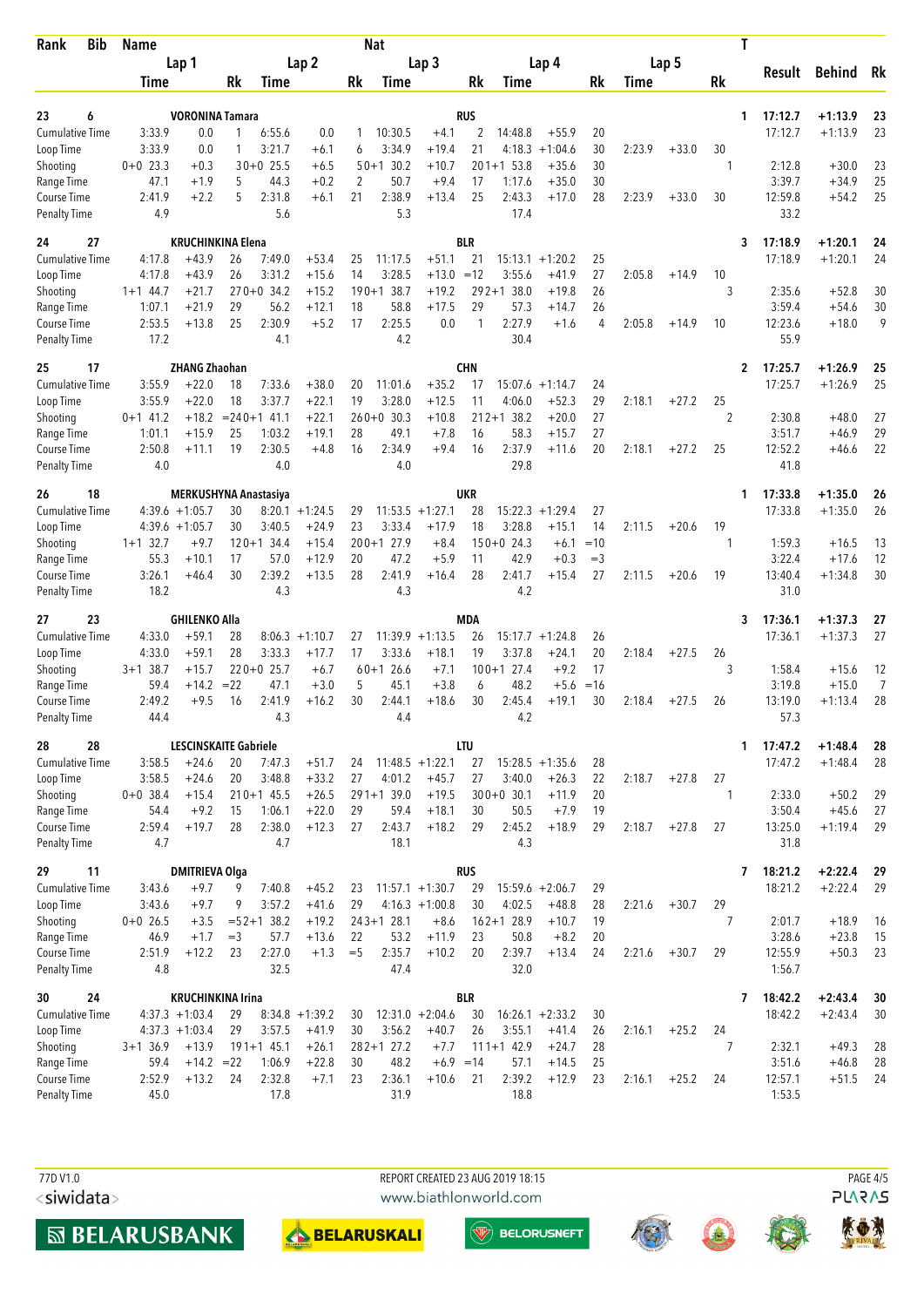| Rank | Bib | Name | | | | | | Nat | | | | | | | | | T | Result | Behind | Rk |
|---|---|---|---|---|---|---|---|---|---|---|---|---|---|---|---|---|---|---|---|---|
| | | Lap 1 | | | Lap 2 | | | Lap 3 | | | Lap 4 | | | Lap 5 | | | | | | |
| | | Time | | Rk | Time | | Rk | Time | | Rk | Time | | Rk | Time | | Rk | | | | |
| 23 | 6 | VORONINA Tamara | | | | | | RUS | | | | | | | | | 1 | 17:12.7 | +1:13.9 | 23 |
| Cumulative Time | | 3:33.9 | 0.0 | 1 | 6:55.6 | 0.0 | 1 | 10:30.5 | +4.1 | 2 | 14:48.8 | +55.9 | 20 | | | | | 17:12.7 | +1:13.9 | 23 |
| Loop Time | | 3:33.9 | 0.0 | 1 | 3:21.7 | +6.1 | 6 | 3:34.9 | +19.4 | 21 | 4:18.3 | +1:04.6 | 30 | 2:23.9 | +33.0 | 30 | | | | |
| Shooting | | 0+0 23.3 | +0.3 | 3 | 0+0 25.5 | +6.5 | 5 | 0+1 30.2 | +10.7 | 20 | 1+1 53.8 | +35.6 | 30 | | | | 1 | 2:12.8 | +30.0 | 23 |
| Range Time | | 47.1 | +1.9 | 5 | 44.3 | +0.2 | 2 | 50.7 | +9.4 | 17 | 1:17.6 | +35.0 | 30 | | | | | 3:39.7 | +34.9 | 25 |
| Course Time | | 2:41.9 | +2.2 | 5 | 2:31.8 | +6.1 | 21 | 2:38.9 | +13.4 | 25 | 2:43.3 | +17.0 | 28 | 2:23.9 | +33.0 | 30 | | 12:59.8 | +54.2 | 25 |
| Penalty Time | | 4.9 | | | 5.6 | | | 5.3 | | | 17.4 | | | | | | | 33.2 | | |
| 24 | 27 | KRUCHINKINA Elena | | | | | | BLR | | | | | | | | | 3 | 17:18.9 | +1:20.1 | 24 |
| Cumulative Time | | 4:17.8 | +43.9 | 26 | 7:49.0 | +53.4 | 25 | 11:17.5 | +51.1 | 21 | 15:13.1 | +1:20.2 | 25 | | | | | 17:18.9 | +1:20.1 | 24 |
| Loop Time | | 4:17.8 | +43.9 | 26 | 3:31.2 | +15.6 | 14 | 3:28.5 | +13.0 | =12 | 3:55.6 | +41.9 | 27 | 2:05.8 | +14.9 | 10 | | | | |
| Shooting | | 1+1 44.7 | +21.7 | 27 | 0+0 34.2 | +15.2 | 19 | 0+1 38.7 | +19.2 | 29 | 2+1 38.0 | +19.8 | 26 | | | | 3 | 2:35.6 | +52.8 | 30 |
| Range Time | | 1:07.1 | +21.9 | 29 | 56.2 | +12.1 | 18 | 58.8 | +17.5 | 29 | 57.3 | +14.7 | 26 | | | | | 3:59.4 | +54.6 | 30 |
| Course Time | | 2:53.5 | +13.8 | 25 | 2:30.9 | +5.2 | 17 | 2:25.5 | 0.0 | 1 | 2:27.9 | +1.6 | 4 | 2:05.8 | +14.9 | 10 | | 12:23.6 | +18.0 | 9 |
| Penalty Time | | 17.2 | | | 4.1 | | | 4.2 | | | 30.4 | | | | | | | 55.9 | | |
| 25 | 17 | ZHANG Zhaohan | | | | | | CHN | | | | | | | | | 2 | 17:25.7 | +1:26.9 | 25 |
| Cumulative Time | | 3:55.9 | +22.0 | 18 | 7:33.6 | +38.0 | 20 | 11:01.6 | +35.2 | 17 | 15:07.6 | +1:14.7 | 24 | | | | | 17:25.7 | +1:26.9 | 25 |
| Loop Time | | 3:55.9 | +22.0 | 18 | 3:37.7 | +22.1 | 19 | 3:28.0 | +12.5 | 11 | 4:06.0 | +52.3 | 29 | 2:18.1 | +27.2 | 25 | | | | |
| Shooting | | 0+1 41.2 | +18.2 | =24 | 0+1 41.1 | +22.1 | 26 | 0+0 30.3 | +10.8 | 21 | 2+1 38.2 | +20.0 | 27 | | | | 2 | 2:30.8 | +48.0 | 27 |
| Range Time | | 1:01.1 | +15.9 | 25 | 1:03.2 | +19.1 | 28 | 49.1 | +7.8 | 16 | 58.3 | +15.7 | 27 | | | | | 3:51.7 | +46.9 | 29 |
| Course Time | | 2:50.8 | +11.1 | 19 | 2:30.5 | +4.8 | 16 | 2:34.9 | +9.4 | 16 | 2:37.9 | +11.6 | 20 | 2:18.1 | +27.2 | 25 | | 12:52.2 | +46.6 | 22 |
| Penalty Time | | 4.0 | | | 4.0 | | | 4.0 | | | 29.8 | | | | | | | 41.8 | | |
| 26 | 18 | MERKUSHYNA Anastasiya | | | | | | UKR | | | | | | | | | 1 | 17:33.8 | +1:35.0 | 26 |
| Cumulative Time | | 4:39.6 | +1:05.7 | 30 | 8:20.1 | +1:24.5 | 29 | 11:53.5 | +1:27.1 | 28 | 15:22.3 | +1:29.4 | 27 | | | | | 17:33.8 | +1:35.0 | 26 |
| Loop Time | | 4:39.6 | +1:05.7 | 30 | 3:40.5 | +24.9 | 23 | 3:33.4 | +17.9 | 18 | 3:28.8 | +15.1 | 14 | 2:11.5 | +20.6 | 19 | | | | |
| Shooting | | 1+1 32.7 | +9.7 | 12 | 0+1 34.4 | +15.4 | 20 | 0+1 27.9 | +8.4 | 15 | 0+0 24.3 | +6.1 | =10 | | | | 1 | 1:59.3 | +16.5 | 13 |
| Range Time | | 55.3 | +10.1 | 17 | 57.0 | +12.9 | 20 | 47.2 | +5.9 | 11 | 42.9 | +0.3 | =3 | | | | | 3:22.4 | +17.6 | 12 |
| Course Time | | 3:26.1 | +46.4 | 30 | 2:39.2 | +13.5 | 28 | 2:41.9 | +16.4 | 28 | 2:41.7 | +15.4 | 27 | 2:11.5 | +20.6 | 19 | | 13:40.4 | +1:34.8 | 30 |
| Penalty Time | | 18.2 | | | 4.3 | | | 4.3 | | | 4.2 | | | | | | | 31.0 | | |
| 27 | 23 | GHILENKO Alla | | | | | | MDA | | | | | | | | | 3 | 17:36.1 | +1:37.3 | 27 |
| Cumulative Time | | 4:33.0 | +59.1 | 28 | 8:06.3 | +1:10.7 | 27 | 11:39.9 | +1:13.5 | 26 | 15:17.7 | +1:24.8 | 26 | | | | | 17:36.1 | +1:37.3 | 27 |
| Loop Time | | 4:33.0 | +59.1 | 28 | 3:33.3 | +17.7 | 17 | 3:33.6 | +18.1 | 19 | 3:37.8 | +24.1 | 20 | 2:18.4 | +27.5 | 26 | | | | |
| Shooting | | 3+1 38.7 | +15.7 | 22 | 0+0 25.7 | +6.7 | 6 | 0+1 26.6 | +7.1 | 10 | 0+1 27.4 | +9.2 | 17 | | | | 3 | 1:58.4 | +15.6 | 12 |
| Range Time | | 59.4 | +14.2 | =22 | 47.1 | +3.0 | 5 | 45.1 | +3.8 | 6 | 48.2 | +5.6 | =16 | | | | | 3:19.8 | +15.0 | 7 |
| Course Time | | 2:49.2 | +9.5 | 16 | 2:41.9 | +16.2 | 30 | 2:44.1 | +18.6 | 30 | 2:45.4 | +19.1 | 30 | 2:18.4 | +27.5 | 26 | | 13:19.0 | +1:13.4 | 28 |
| Penalty Time | | 44.4 | | | 4.3 | | | 4.4 | | | 4.2 | | | | | | | 57.3 | | |
| 28 | 28 | LESCINSKAITE Gabriele | | | | | | LTU | | | | | | | | | 1 | 17:47.2 | +1:48.4 | 28 |
| Cumulative Time | | 3:58.5 | +24.6 | 20 | 7:47.3 | +51.7 | 24 | 11:48.5 | +1:22.1 | 27 | 15:28.5 | +1:35.6 | 28 | | | | | 17:47.2 | +1:48.4 | 28 |
| Loop Time | | 3:58.5 | +24.6 | 20 | 3:48.8 | +33.2 | 27 | 4:01.2 | +45.7 | 27 | 3:40.0 | +26.3 | 22 | 2:18.7 | +27.8 | 27 | | | | |
| Shooting | | 0+0 38.4 | +15.4 | 21 | 0+1 45.5 | +26.5 | 29 | 1+1 39.0 | +19.5 | 30 | 0+0 30.1 | +11.9 | 20 | | | | 1 | 2:33.0 | +50.2 | 29 |
| Range Time | | 54.4 | +9.2 | 15 | 1:06.1 | +22.0 | 29 | 59.4 | +18.1 | 30 | 50.5 | +7.9 | 19 | | | | | 3:50.4 | +45.6 | 27 |
| Course Time | | 2:59.4 | +19.7 | 28 | 2:38.0 | +12.3 | 27 | 2:43.7 | +18.2 | 29 | 2:45.2 | +18.9 | 29 | 2:18.7 | +27.8 | 27 | | 13:25.0 | +1:19.4 | 29 |
| Penalty Time | | 4.7 | | | 4.7 | | | 18.1 | | | 4.3 | | | | | | | 31.8 | | |
| 29 | 11 | DMITRIEVA Olga | | | | | | RUS | | | | | | | | | 7 | 18:21.2 | +2:22.4 | 29 |
| Cumulative Time | | 3:43.6 | +9.7 | 9 | 7:40.8 | +45.2 | 23 | 11:57.1 | +1:30.7 | 29 | 15:59.6 | +2:06.7 | 29 | | | | | 18:21.2 | +2:22.4 | 29 |
| Loop Time | | 3:43.6 | +9.7 | 9 | 3:57.2 | +41.6 | 29 | 4:16.3 | +1:00.8 | 30 | 4:02.5 | +48.8 | 28 | 2:21.6 | +30.7 | 29 | | | | |
| Shooting | | 0+0 26.5 | +3.5 | =5 | 2+1 38.2 | +19.2 | 24 | 3+1 28.1 | +8.6 | 16 | 2+1 28.9 | +10.7 | 19 | | | | 7 | 2:01.7 | +18.9 | 16 |
| Range Time | | 46.9 | +1.7 | =3 | 57.7 | +13.6 | 22 | 53.2 | +11.9 | 23 | 50.8 | +8.2 | 20 | | | | | 3:28.6 | +23.8 | 15 |
| Course Time | | 2:51.9 | +12.2 | 23 | 2:27.0 | +1.3 | =5 | 2:35.7 | +10.2 | 20 | 2:39.7 | +13.4 | 24 | 2:21.6 | +30.7 | 29 | | 12:55.9 | +50.3 | 23 |
| Penalty Time | | 4.8 | | | 32.5 | | | 47.4 | | | 32.0 | | | | | | | 1:56.7 | | |
| 30 | 24 | KRUCHINKINA Irina | | | | | | BLR | | | | | | | | | 7 | 18:42.2 | +2:43.4 | 30 |
| Cumulative Time | | 4:37.3 | +1:03.4 | 29 | 8:34.8 | +1:39.2 | 30 | 12:31.0 | +2:04.6 | 30 | 16:26.1 | +2:33.2 | 30 | | | | | 18:42.2 | +2:43.4 | 30 |
| Loop Time | | 4:37.3 | +1:03.4 | 29 | 3:57.5 | +41.9 | 30 | 3:56.2 | +40.7 | 26 | 3:55.1 | +41.4 | 26 | 2:16.1 | +25.2 | 24 | | | | |
| Shooting | | 3+1 36.9 | +13.9 | 19 | 1+1 45.1 | +26.1 | 28 | 2+1 27.2 | +7.7 | 11 | 1+1 42.9 | +24.7 | 28 | | | | 7 | 2:32.1 | +49.3 | 28 |
| Range Time | | 59.4 | +14.2 | =22 | 1:06.9 | +22.8 | 30 | 48.2 | +6.9 | =14 | 57.1 | +14.5 | 25 | | | | | 3:51.6 | +46.8 | 28 |
| Course Time | | 2:52.9 | +13.2 | 24 | 2:32.8 | +7.1 | 23 | 2:36.1 | +10.6 | 21 | 2:39.2 | +12.9 | 23 | 2:16.1 | +25.2 | 24 | | 12:57.1 | +51.5 | 24 |
| Penalty Time | | 45.0 | | | 17.8 | | | 31.9 | | | 18.8 | | | | | | | 1:53.5 | | |

77D V1.0 REPORT CREATED 23 AUG 2019 18:15 www.biathlonworld.com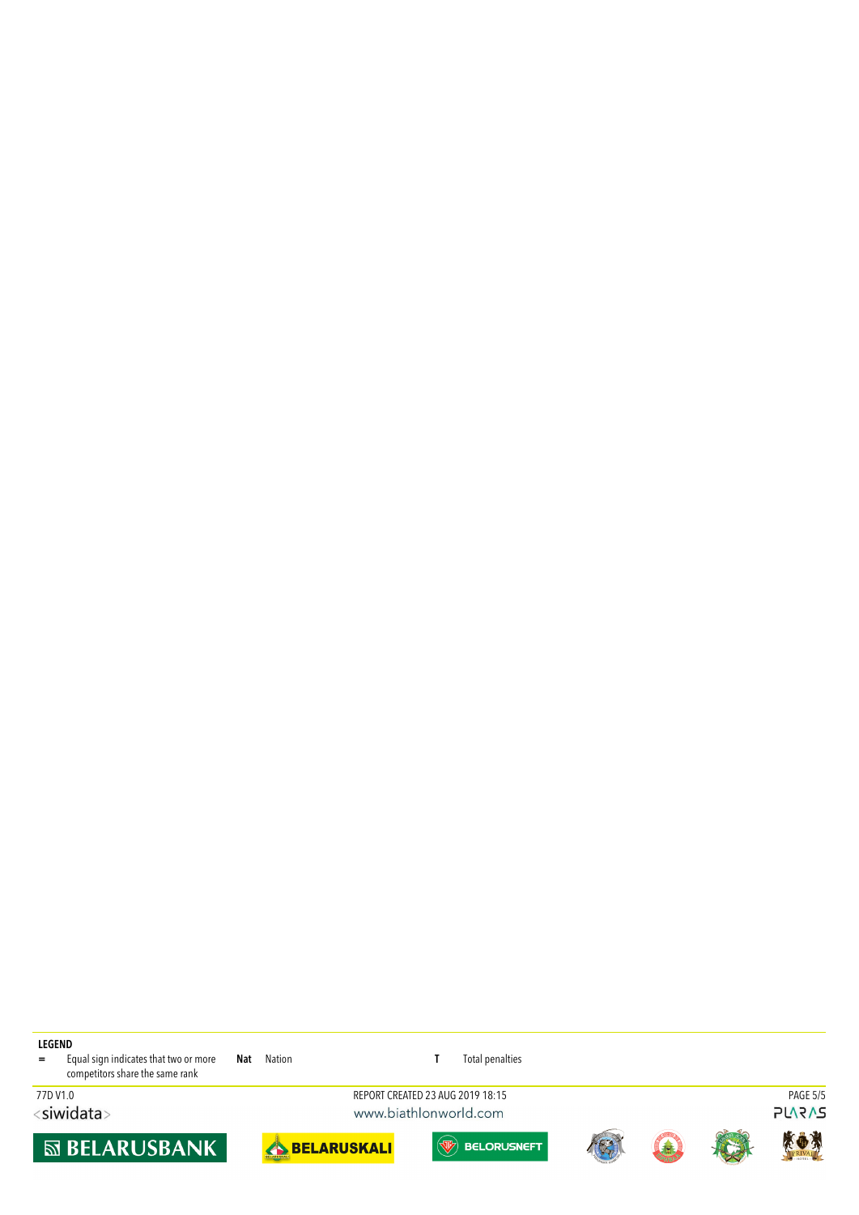**LEGEND**

| | | | | | |
|---|---|---|---|---|---|
| = | Equal sign indicates that two or more competitors share the same rank | **Nat** | Nation | **T** | Total penalties |